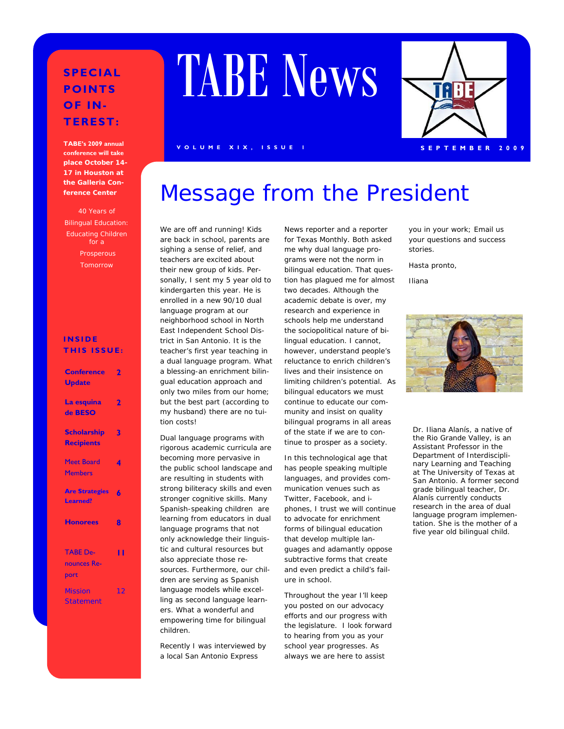# TABE News

VOLUME XIX, ISSUE 1 — SEPTEMBER 2009

**SPECIAL POINTS OF INTEREST:**

**TABE's 2009 annual conference will take place October 14-17 in Houston at the Galleria Conference Center**

40 Years of Bilingual Education: Educating Children for a Prosperous Tomorrow

**INSIDE THIS ISSUE:**

| | |
|---|---|
| **Conference Update** | 2 |
| **La esquina de BESO** | 2 |
| **Scholarship Recipients** | 3 |
| Meet Board Members | 4 |
| **Are Strategies Learned?** | 6 |
| **Honorees** | 8 |
| TABE Denounces Report | 11 |
| Mission Statement | 12 |

## Message from the President

We are off and running! Kids are back in school, parents are sighing a sense of relief, and teachers are excited about their new group of kids. Personally, I sent my 5 year old to kindergarten this year. He is enrolled in a new 90/10 dual language program at our neighborhood school in North East Independent School District in San Antonio. It is the teacher's first year teaching in a dual language program. What a blessing-an enrichment bilingual education approach and only two miles from our home; but the best part (according to my husband) there are no tuition costs!

Dual language programs with rigorous academic curricula are becoming more pervasive in the public school landscape and are resulting in students with strong biliteracy skills and even stronger cognitive skills. Many Spanish-speaking children are learning from educators in dual language programs that not only acknowledge their linguistic and cultural resources but also appreciate those resources. Furthermore, our children are serving as Spanish language models while excelling as second language learners. What a wonderful and empowering time for bilingual children.

Recently I was interviewed by a local San Antonio Express News reporter and a reporter for Texas Monthly. Both asked me why dual language programs were not the norm in bilingual education. That question has plagued me for almost two decades. Although the academic debate is over, my research and experience in schools help me understand the sociopolitical nature of bilingual education. I cannot, however, understand people's reluctance to enrich children's lives and their insistence on limiting children's potential. As bilingual educators we must continue to educate our community and insist on quality bilingual programs in all areas of the state if we are to continue to prosper as a society.

In this technological age that has people speaking multiple languages, and provides communication venues such as Twitter, Facebook, and i-phones, I trust we will continue to advocate for enrichment forms of bilingual education that develop multiple languages and adamantly oppose subtractive forms that create and even predict a child's failure in school.

Throughout the year I'll keep you posted on our advocacy efforts and our progress with the legislature. I look forward to hearing from you as your school year progresses. As always we are here to assist you in your work; Email us your questions and success stories.

Hasta pronto,

Iliana

Dr. Iliana Alanís, a native of the Rio Grande Valley, is an Assistant Professor in the Department of Interdisciplinary Learning and Teaching at The University of Texas at San Antonio. A former second grade bilingual teacher, Dr. Alanís currently conducts research in the area of dual language program implementation. She is the mother of a five year old bilingual child.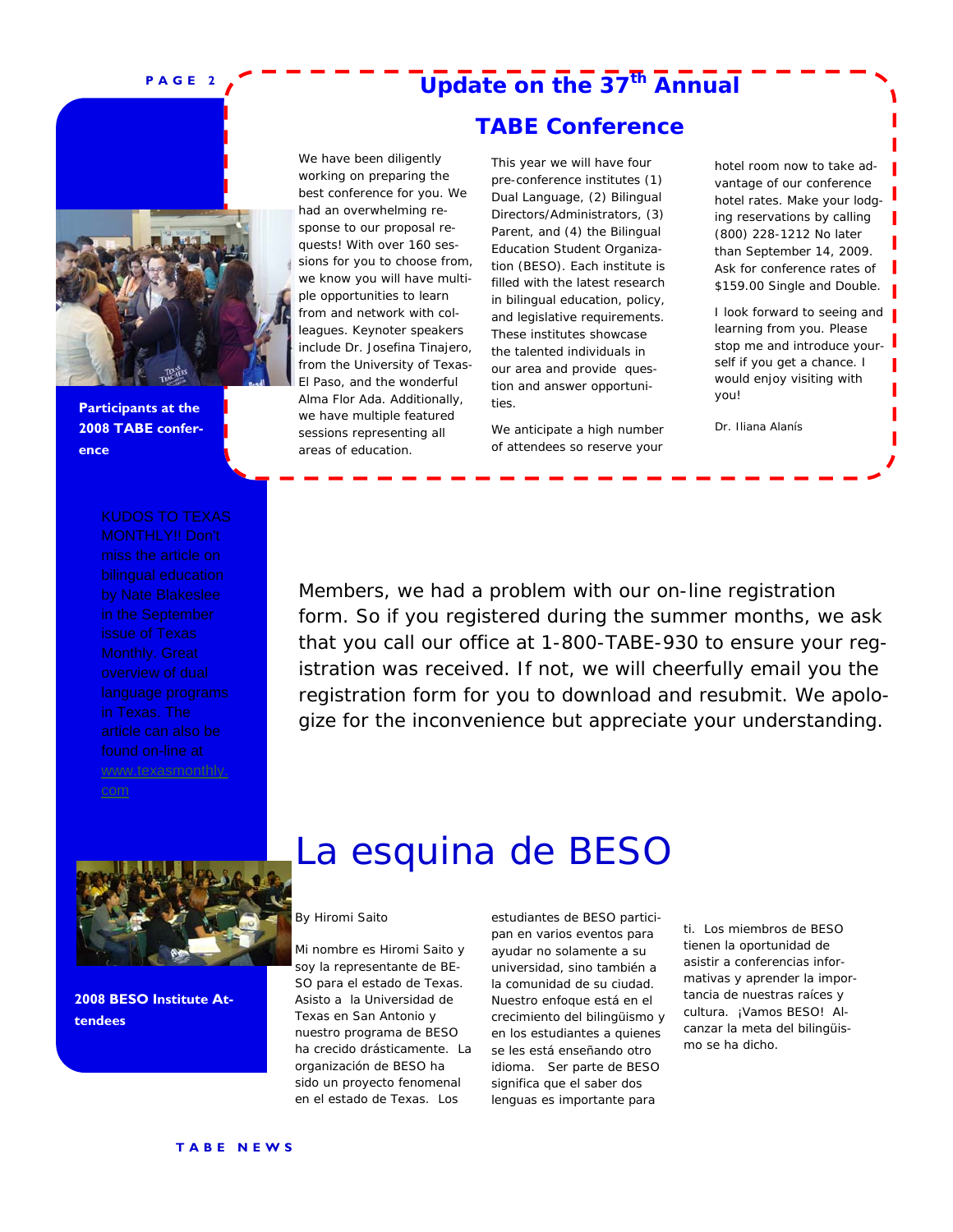# Update on the 37th Annual TABE Conference

We have been diligently working on preparing the best conference for you. We had an overwhelming response to our proposal requests! With over 160 sessions for you to choose from, we know you will have multiple opportunities to learn from and network with colleagues. Keynoter speakers include Dr. Josefina Tinajero, from the University of Texas-El Paso, and the wonderful Alma Flor Ada. Additionally, we have multiple featured sessions representing all areas of education.

This year we will have four pre-conference institutes (1) Dual Language, (2) Bilingual Directors/Administrators, (3) Parent, and (4) the Bilingual Education Student Organization (BESO). Each institute is filled with the latest research in bilingual education, policy, and legislative requirements. These institutes showcase the talented individuals in our area and provide question and answer opportunities.

We anticipate a high number of attendees so reserve your hotel room now to take advantage of our conference hotel rates. Make your lodging reservations by calling (800) 228-1212 No later than September 14, 2009. Ask for conference rates of $159.00 Single and Double.

I look forward to seeing and learning from you. Please stop me and introduce yourself if you get a chance. I would enjoy visiting with you!

Dr. Iliana Alanís

**Participants at the 2008 TABE conference**

KUDOS TO TEXAS MONTHLY!! Don't miss the article on bilingual education by Nate Blakeslee in the September issue of Texas Monthly. Great overview of dual language programs in Texas. The article can also be found on-line at www.texasmonthly.com

Members, we had a problem with our on-line registration form. So if you registered during the summer months, we ask that you call our office at 1-800-TABE-930 to ensure your registration was received. If not, we will cheerfully email you the registration form for you to download and resubmit. We apologize for the inconvenience but appreciate your understanding.

# La esquina de BESO

By Hiromi Saito

Mi nombre es Hiromi Saito y soy la representante de BESO para el estado de Texas. Asisto a la Universidad de Texas en San Antonio y nuestro programa de BESO ha crecido drásticamente. La organización de BESO ha sido un proyecto fenomenal en el estado de Texas. Los estudiantes de BESO participan en varios eventos para ayudar no solamente a su universidad, sino también a la comunidad de su ciudad. Nuestro enfoque está en el crecimiento del bilingüismo y en los estudiantes a quienes se les está enseñando otro idioma. Ser parte de BESO significa que el saber dos lenguas es importante para ti. Los miembros de BESO tienen la oportunidad de asistir a conferencias informativas y aprender la importancia de nuestras raíces y cultura. ¡Vamos BESO! Alcanzar la meta del bilingüismo se ha dicho.

**2008 BESO Institute Attendees**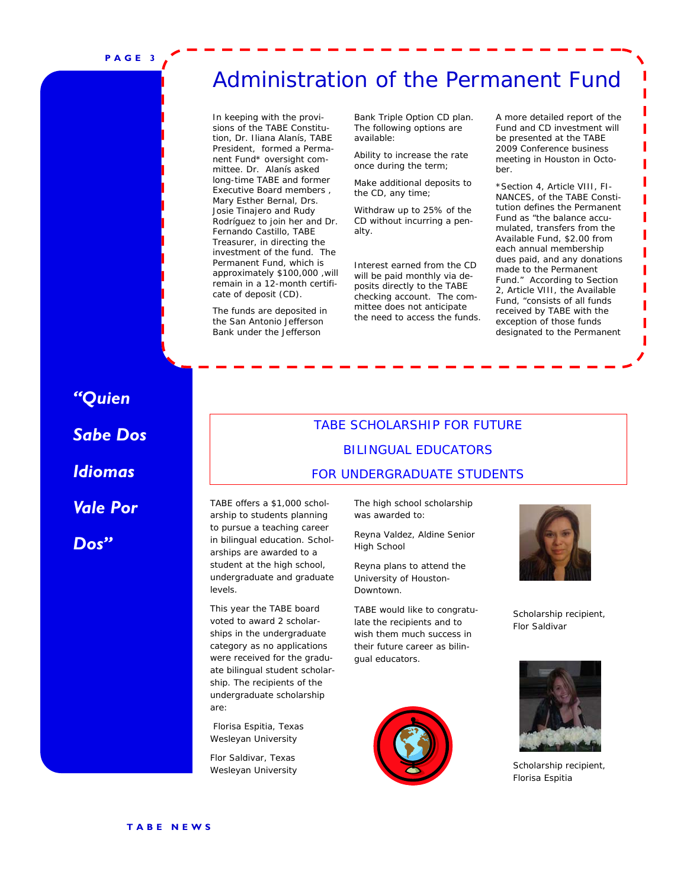# Administration of the Permanent Fund

In keeping with the provisions of the TABE Constitution, Dr. Iliana Alanís, TABE President, formed a Permanent Fund* oversight committee. Dr. Alanís asked long-time TABE and former Executive Board members, Mary Esther Bernal, Drs. Josie Tinajero and Rudy Rodríguez to join her and Dr. Fernando Castillo, TABE Treasurer, in directing the investment of the fund. The Permanent Fund, which is approximately $100,000, will remain in a 12-month certificate of deposit (CD).

The funds are deposited in the San Antonio Jefferson Bank under the Jefferson Bank Triple Option CD plan. The following options are available:

Ability to increase the rate once during the term;

Make additional deposits to the CD, any time;

Withdraw up to 25% of the CD without incurring a penalty.

Interest earned from the CD will be paid monthly via deposits directly to the TABE checking account. The committee does not anticipate the need to access the funds.

A more detailed report of the Fund and CD investment will be presented at the TABE 2009 Conference business meeting in Houston in October.

*Section 4, Article VIII, FINANCES, of the TABE Constitution defines the Permanent Fund as "the balance accumulated, transfers from the Available Fund, $2.00 from each annual membership dues paid, and any donations made to the Permanent Fund." According to Section 2, Article VIII, the Available Fund, "consists of all funds received by TABE with the exception of those funds designated to the Permanent

*"Quien Sabe Dos Idiomas Vale Por Dos"*

## TABE SCHOLARSHIP FOR FUTURE BILINGUAL EDUCATORS FOR UNDERGRADUATE STUDENTS

TABE offers a $1,000 scholarship to students planning to pursue a teaching career in bilingual education. Scholarships are awarded to a student at the high school, undergraduate and graduate levels.

This year the TABE board voted to award 2 scholarships in the undergraduate category as no applications were received for the graduate bilingual student scholarship. The recipients of the undergraduate scholarship are:

Florisa Espitia, Texas Wesleyan University

Flor Saldivar, Texas Wesleyan University

The high school scholarship was awarded to:

Reyna Valdez, Aldine Senior High School

Reyna plans to attend the University of Houston-Downtown.

TABE would like to congratulate the recipients and to wish them much success in their future career as bilingual educators.

Scholarship recipient, Flor Saldivar

Scholarship recipient, Florisa Espitia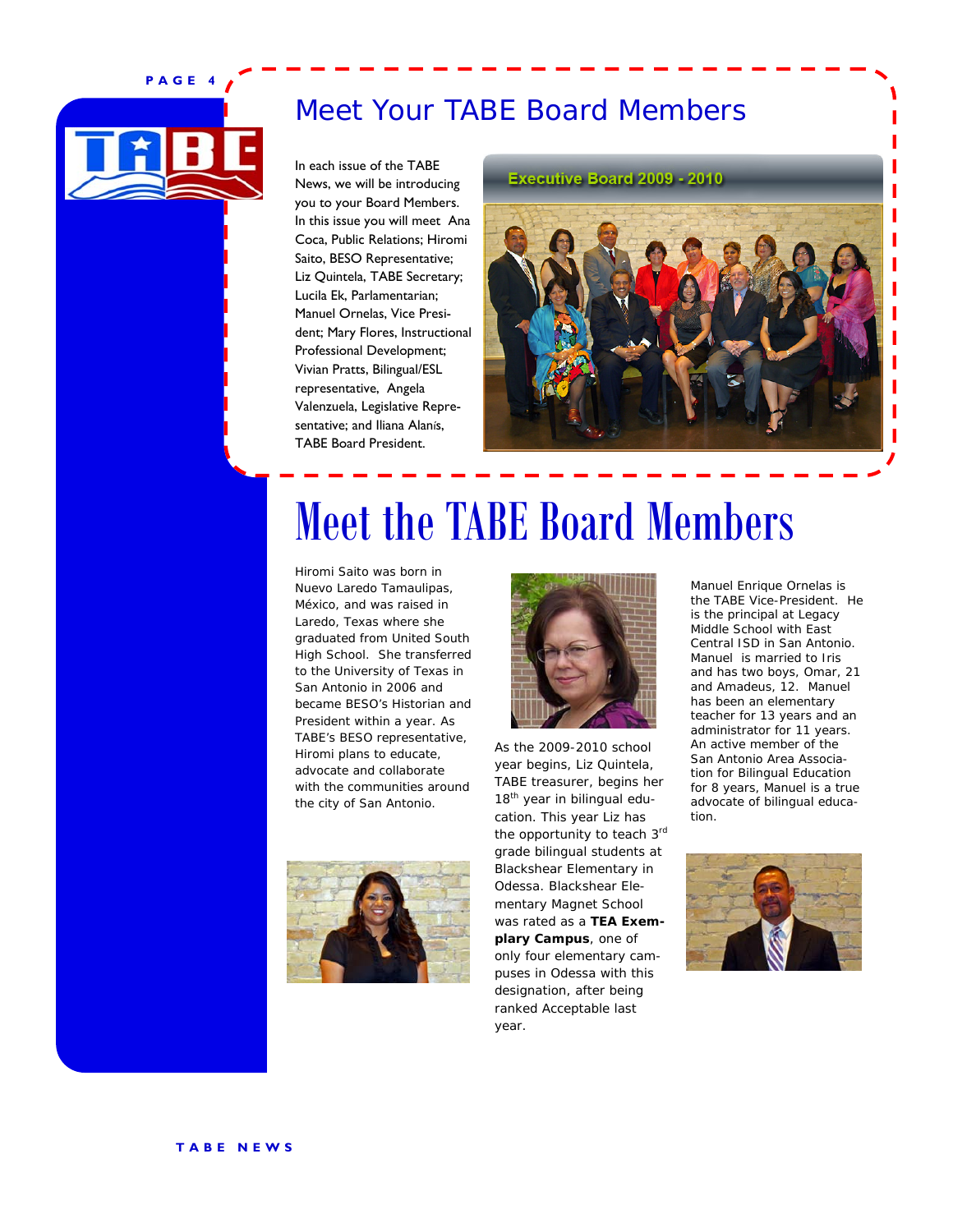# Meet Your TABE Board Members

In each issue of the TABE News, we will be introducing you to your Board Members. In this issue you will meet Ana Coca, Public Relations; Hiromi Saito, BESO Representative; Liz Quintela, TABE Secretary; Lucila Ek, Parlamentarian; Manuel Ornelas, Vice President; Mary Flores, Instructional Professional Development; Vivian Pratts, Bilingual/ESL representative, Angela Valenzuela, Legislative Representative; and Iliana Alanís, TABE Board President.

Executive Board 2009 - 2010

# Meet the TABE Board Members

Hiromi Saito was born in Nuevo Laredo Tamaulipas, México, and was raised in Laredo, Texas where she graduated from United South High School. She transferred to the University of Texas in San Antonio in 2006 and became BESO's Historian and President within a year. As TABE's BESO representative, Hiromi plans to educate, advocate and collaborate with the communities around the city of San Antonio.

As the 2009-2010 school year begins, Liz Quintela, TABE treasurer, begins her 18th year in bilingual education. This year Liz has the opportunity to teach 3rd grade bilingual students at Blackshear Elementary in Odessa. Blackshear Elementary Magnet School was rated as a **TEA Exemplary Campus**, one of only four elementary campuses in Odessa with this designation, after being ranked Acceptable last year.

Manuel Enrique Ornelas is the TABE Vice-President. He is the principal at Legacy Middle School with East Central ISD in San Antonio. Manuel is married to Iris and has two boys, Omar, 21 and Amadeus, 12. Manuel has been an elementary teacher for 13 years and an administrator for 11 years. An active member of the San Antonio Area Association for Bilingual Education for 8 years, Manuel is a true advocate of bilingual education.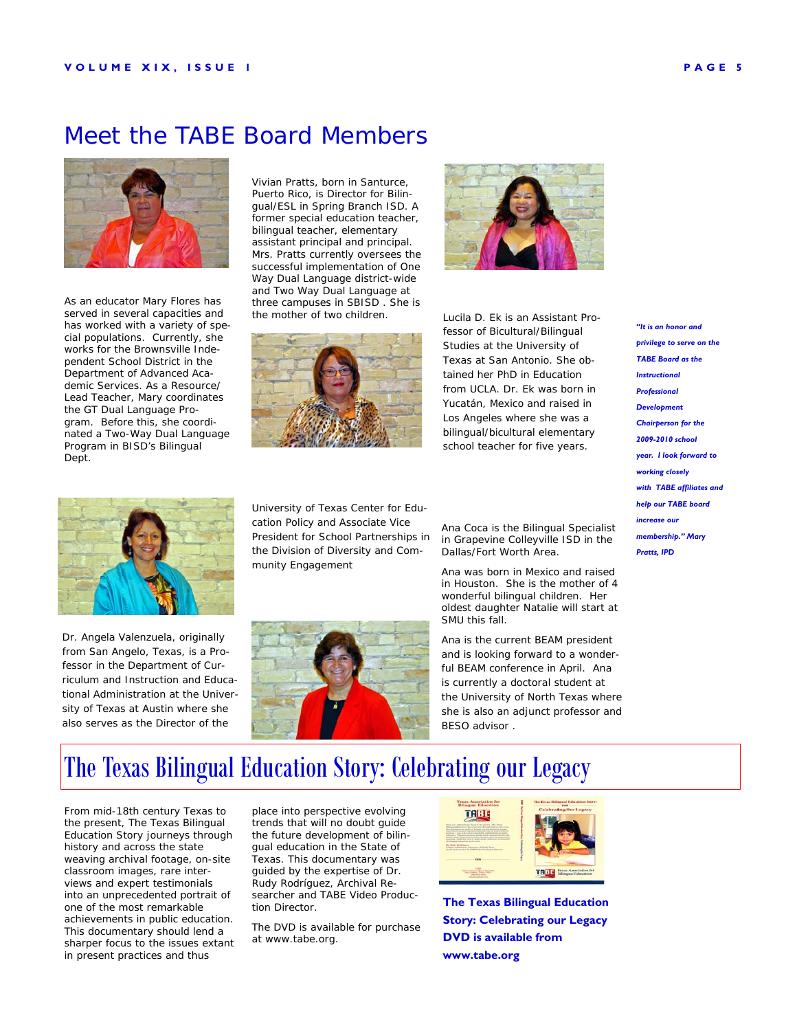# Meet the TABE Board Members

As an educator Mary Flores has served in several capacities and has worked with a variety of special populations. Currently, she works for the Brownsville Independent School District in the Department of Advanced Academic Services. As a Resource/ Lead Teacher, Mary coordinates the GT Dual Language Program. Before this, she coordinated a Two-Way Dual Language Program in BISD's Bilingual Dept.

Vivian Pratts, born in Santurce, Puerto Rico, is Director for Bilingual/ESL in Spring Branch ISD. A former special education teacher, bilingual teacher, elementary assistant principal and principal. Mrs. Pratts currently oversees the successful implementation of One Way Dual Language district-wide and Two Way Dual Language at three campuses in SBISD . She is the mother of two children.

Lucila D. Ek is an Assistant Professor of Bicultural/Bilingual Studies at the University of Texas at San Antonio. She obtained her PhD in Education from UCLA. Dr. Ek was born in Yucatán, Mexico and raised in Los Angeles where she was a bilingual/bicultural elementary school teacher for five years.

*"It is an honor and privilege to serve on the TABE Board as the Instructional Professional Development Chairperson for the 2009-2010 school year. I look forward to working closely with TABE affiliates and help our TABE board increase our membership." Mary Pratts, IPD*

Dr. Angela Valenzuela, originally from San Angelo, Texas, is a Professor in the Department of Curriculum and Instruction and Educational Administration at the University of Texas at Austin where she also serves as the Director of the University of Texas Center for Education Policy and Associate Vice President for School Partnerships in the Division of Diversity and Community Engagement

Ana Coca is the Bilingual Specialist in Grapevine Colleyville ISD in the Dallas/Fort Worth Area.

Ana was born in Mexico and raised in Houston. She is the mother of 4 wonderful bilingual children. Her oldest daughter Natalie will start at SMU this fall.

Ana is the current BEAM president and is looking forward to a wonderful BEAM conference in April. Ana is currently a doctoral student at the University of North Texas where she is also an adjunct professor and BESO advisor .

# The Texas Bilingual Education Story: Celebrating our Legacy

From mid-18th century Texas to the present, The Texas Bilingual Education Story journeys through history and across the state weaving archival footage, on-site classroom images, rare interviews and expert testimonials into an unprecedented portrait of one of the most remarkable achievements in public education. This documentary should lend a sharper focus to the issues extant in present practices and thus place into perspective evolving trends that will no doubt guide the future development of bilingual education in the State of Texas. This documentary was guided by the expertise of Dr. Rudy Rodríguez, Archival Researcher and TABE Video Production Director.

The DVD is available for purchase at www.tabe.org.

**The Texas Bilingual Education Story: Celebrating our Legacy DVD is available from www.tabe.org**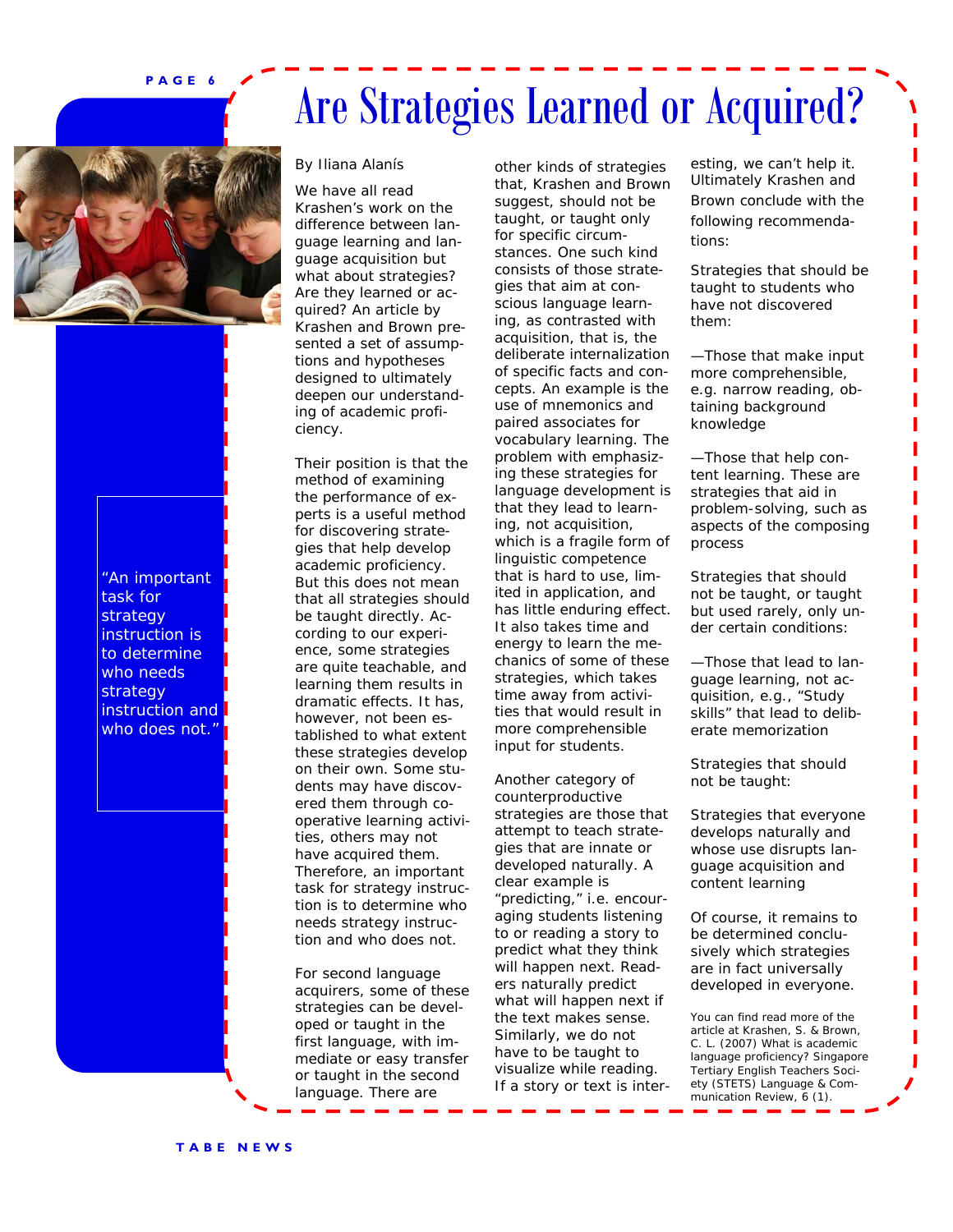# Are Strategies Learned or Acquired?

By Iliana Alanís

We have all read Krashen's work on the difference between language learning and language acquisition but what about strategies? Are they learned or acquired? An article by Krashen and Brown presented a set of assumptions and hypotheses designed to ultimately deepen our understanding of academic proficiency.

Their position is that the method of examining the performance of experts is a useful method for discovering strategies that help develop academic proficiency. But this does not mean that all strategies should be taught directly. According to our experience, some strategies are quite teachable, and learning them results in dramatic effects. It has, however, not been established to what extent these strategies develop on their own. Some students may have discovered them through cooperative learning activities, others may not have acquired them. Therefore, an important task for strategy instruction is to determine who needs strategy instruction and who does not.

> "An important task for strategy instruction is to determine who needs strategy instruction and who does not."

For second language acquirers, some of these strategies can be developed or taught in the first language, with immediate or easy transfer or taught in the second language. There are other kinds of strategies that, Krashen and Brown suggest, should not be taught, or taught only for specific circumstances. One such kind consists of those strategies that aim at conscious language learning, as contrasted with acquisition, that is, the deliberate internalization of specific facts and concepts. An example is the use of mnemonics and paired associates for vocabulary learning. The problem with emphasizing these strategies for language development is that they lead to learning, not acquisition, which is a fragile form of linguistic competence that is hard to use, limited in application, and has little enduring effect. It also takes time and energy to learn the mechanics of some of these strategies, which takes time away from activities that would result in more comprehensible input for students.

Another category of counterproductive strategies are those that attempt to teach strategies that are innate or developed naturally. A clear example is "predicting," i.e. encouraging students listening to or reading a story to predict what they think will happen next. Readers naturally predict what will happen next if the text makes sense. Similarly, we do not have to be taught to visualize while reading. If a story or text is interesting, we can't help it. Ultimately Krashen and Brown conclude with the following recommendations:

Strategies that should be taught to students who have not discovered them:

—Those that make input more comprehensible, e.g. narrow reading, obtaining background knowledge

—Those that help content learning. These are strategies that aid in problem-solving, such as aspects of the composing process

Strategies that should not be taught, or taught but used rarely, only under certain conditions:

—Those that lead to language learning, not acquisition, e.g., "Study skills" that lead to deliberate memorization

Strategies that should not be taught:

Strategies that everyone develops naturally and whose use disrupts language acquisition and content learning

Of course, it remains to be determined conclusively which strategies are in fact universally developed in everyone.

You can find read more of the article at Krashen, S. & Brown, C. L. (2007) What is academic language proficiency? Singapore Tertiary English Teachers Society (STETS) Language & Communication Review, 6 (1).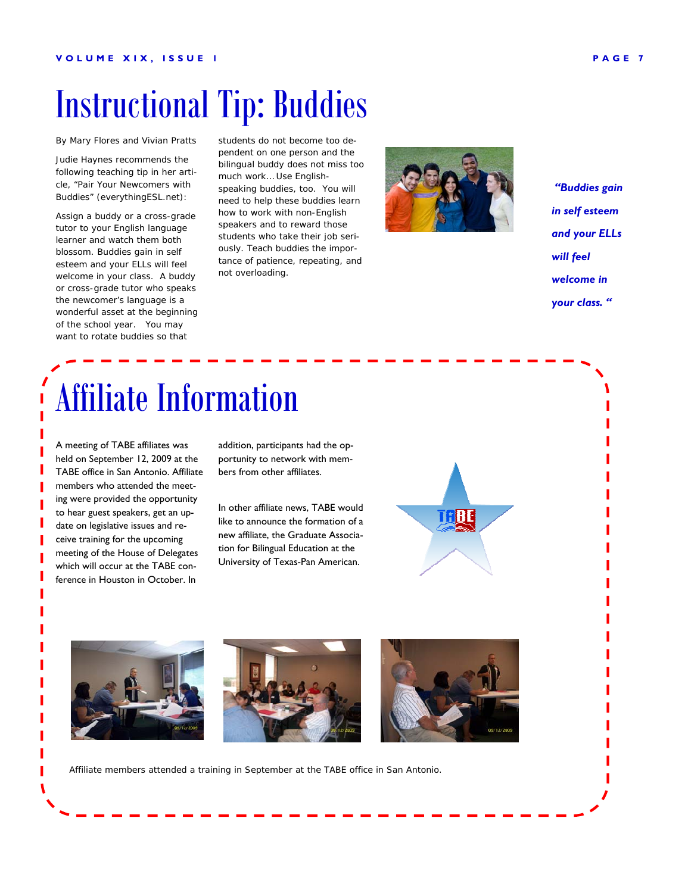# Instructional Tip: Buddies

By Mary Flores and Vivian Pratts

Judie Haynes recommends the following teaching tip in her article, "Pair Your Newcomers with Buddies" (everythingESL.net):

Assign a buddy or a cross-grade tutor to your English language learner and watch them both blossom. Buddies gain in self esteem and your ELLs will feel welcome in your class. A buddy or cross-grade tutor who speaks the newcomer's language is a wonderful asset at the beginning of the school year. You may want to rotate buddies so that students do not become too dependent on one person and the bilingual buddy does not miss too much work… Use English-speaking buddies, too. You will need to help these buddies learn how to work with non-English speakers and to reward those students who take their job seriously. Teach buddies the importance of patience, repeating, and not overloading.

***"Buddies gain in self esteem and your ELLs will feel welcome in your class."***

# Affiliate Information

A meeting of TABE affiliates was held on September 12, 2009 at the TABE office in San Antonio. Affiliate members who attended the meeting were provided the opportunity to hear guest speakers, get an update on legislative issues and receive training for the upcoming meeting of the House of Delegates which will occur at the TABE conference in Houston in October. In addition, participants had the opportunity to network with members from other affiliates.

In other affiliate news, TABE would like to announce the formation of a new affiliate, the Graduate Association for Bilingual Education at the University of Texas-Pan American.

Affiliate members attended a training in September at the TABE office in San Antonio.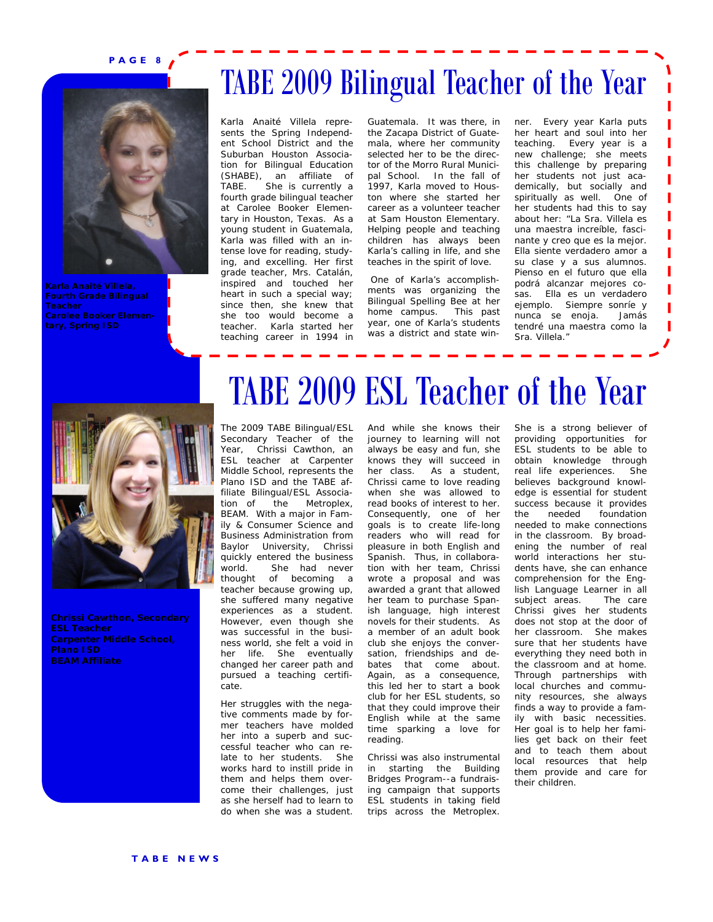# TABE 2009 Bilingual Teacher of the Year

**Karla Anaité Villela, Fourth Grade Bilingual Teacher**
**Carolee Booker Elementary, Spring ISD**

Karla Anaité Villela represents the Spring Independent School District and the Suburban Houston Association for Bilingual Education (SHABE), an affiliate of TABE. She is currently a fourth grade bilingual teacher at Carolee Booker Elementary in Houston, Texas. As a young student in Guatemala, Karla was filled with an intense love for reading, studying, and excelling. Her first grade teacher, Mrs. Catalán, inspired and touched her heart in such a special way; since then, she knew that she too would become a teacher. Karla started her teaching career in 1994 in Guatemala. It was there, in the Zacapa District of Guatemala, where her community selected her to be the director of the Morro Rural Municipal School. In the fall of 1997, Karla moved to Houston where she started her career as a volunteer teacher at Sam Houston Elementary. Helping people and teaching children has always been Karla's calling in life, and she teaches in the spirit of love.

One of Karla's accomplishments was organizing the Bilingual Spelling Bee at her home campus. This past year, one of Karla's students was a district and state winner. Every year Karla puts her heart and soul into her teaching. Every year is a new challenge; she meets this challenge by preparing her students not just academically, but socially and spiritually as well. One of her students had this to say about her: "La Sra. Villela es una maestra increíble, fascinante y creo que es la mejor. Ella siente verdadero amor a su clase y a sus alumnos. Pienso en el futuro que ella podrá alcanzar mejores cosas. Ella es un verdadero ejemplo. Siempre sonríe y nunca se enoja. Jamás tendré una maestra como la Sra. Villela."

# TABE 2009 ESL Teacher of the Year

**Chrissi Cawthon, Secondary ESL Teacher**
**Carpenter Middle School, Plano ISD**
**BEAM Affiliate**

The 2009 TABE Bilingual/ESL Secondary Teacher of the Year, Chrissi Cawthon, an ESL teacher at Carpenter Middle School, represents the Plano ISD and the TABE affiliate Bilingual/ESL Association of the Metroplex, BEAM. With a major in Family & Consumer Science and Business Administration from Baylor University, Chrissi quickly entered the business world. She had never thought of becoming a teacher because growing up, she suffered many negative experiences as a student. However, even though she was successful in the business world, she felt a void in her life. She eventually changed her career path and pursued a teaching certificate.

Her struggles with the negative comments made by former teachers have molded her into a superb and successful teacher who can relate to her students. She works hard to instill pride in them and helps them overcome their challenges, just as she herself had to learn to do when she was a student. And while she knows their journey to learning will not always be easy and fun, she knows they will succeed in her class. As a student, Chrissi came to love reading when she was allowed to read books of interest to her. Consequently, one of her goals is to create life-long readers who will read for pleasure in both English and Spanish. Thus, in collaboration with her team, Chrissi wrote a proposal and was awarded a grant that allowed her team to purchase Spanish language, high interest novels for their students. As a member of an adult book club she enjoys the conversation, friendships and debates that come about. Again, as a consequence, this led her to start a book club for her ESL students, so that they could improve their English while at the same time sparking a love for reading.

Chrissi was also instrumental in starting the Building Bridges Program--a fundraising campaign that supports ESL students in taking field trips across the Metroplex.

She is a strong believer of providing opportunities for ESL students to be able to obtain knowledge through real life experiences. She believes background knowledge is essential for student success because it provides the needed foundation needed to make connections in the classroom. By broadening the number of real world interactions her students have, she can enhance comprehension for the English Language Learner in all subject areas. The care Chrissi gives her students does not stop at the door of her classroom. She makes sure that her students have everything they need both in the classroom and at home. Through partnerships with local churches and community resources, she always finds a way to provide a family with basic necessities. Her goal is to help her families get back on their feet and to teach them about local resources that help them provide and care for their children.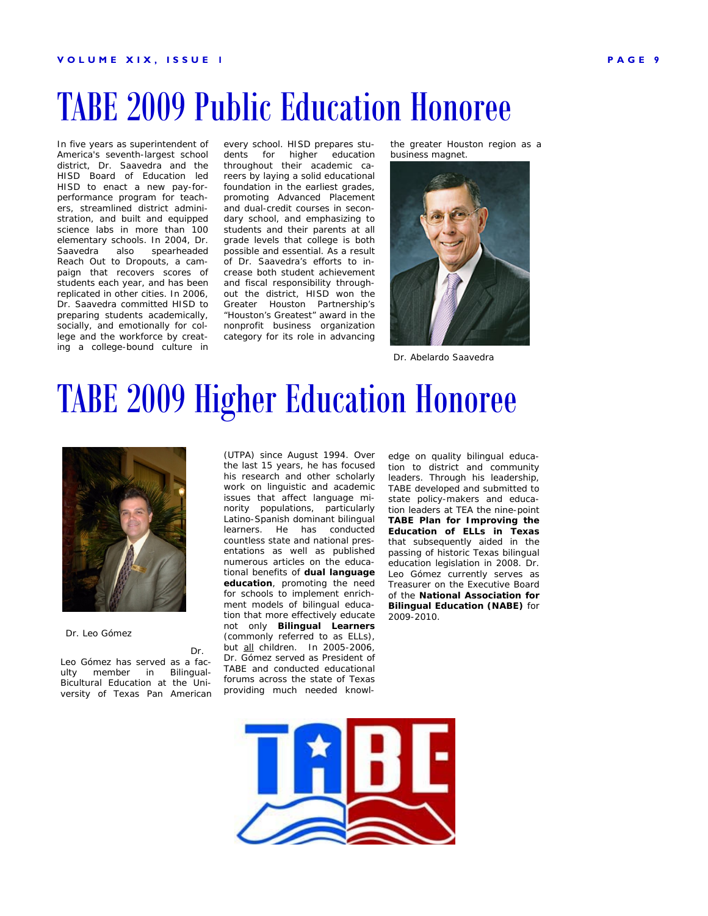# TABE 2009 Public Education Honoree

In five years as superintendent of America's seventh-largest school district, Dr. Saavedra and the HISD Board of Education led HISD to enact a new pay-for-performance program for teachers, streamlined district administration, and built and equipped science labs in more than 100 elementary schools. In 2004, Dr. Saavedra also spearheaded Reach Out to Dropouts, a campaign that recovers scores of students each year, and has been replicated in other cities. In 2006, Dr. Saavedra committed HISD to preparing students academically, socially, and emotionally for college and the workforce by creating a college-bound culture in every school. HISD prepares students for higher education throughout their academic careers by laying a solid educational foundation in the earliest grades, promoting Advanced Placement and dual-credit courses in secondary school, and emphasizing to students and their parents at all grade levels that college is both possible and essential. As a result of Dr. Saavedra's efforts to increase both student achievement and fiscal responsibility throughout the district, HISD won the Greater Houston Partnership's "Houston's Greatest" award in the nonprofit business organization category for its role in advancing the greater Houston region as a business magnet.

Dr. Abelardo Saavedra

# TABE 2009 Higher Education Honoree

Dr. Leo Gómez

Dr. Leo Gómez has served as a faculty member in Bilingual-Bicultural Education at the University of Texas Pan American (UTPA) since August 1994. Over the last 15 years, he has focused his research and other scholarly work on linguistic and academic issues that affect language minority populations, particularly Latino-Spanish dominant bilingual learners. He has conducted countless state and national presentations as well as published numerous articles on the educational benefits of **dual language education**, promoting the need for schools to implement enrichment models of bilingual education that more effectively educate not only **Bilingual Learners** (commonly referred to as ELLs), but <u>all</u> children. In 2005-2006, Dr. Gómez served as President of TABE and conducted educational forums across the state of Texas providing much needed knowledge on quality bilingual education to district and community leaders. Through his leadership, TABE developed and submitted to state policy-makers and education leaders at TEA the nine-point **TABE Plan for Improving the Education of ELLs in Texas** that subsequently aided in the passing of historic Texas bilingual education legislation in 2008. Dr. Leo Gómez currently serves as Treasurer on the Executive Board of the **National Association for Bilingual Education (NABE)** for 2009-2010.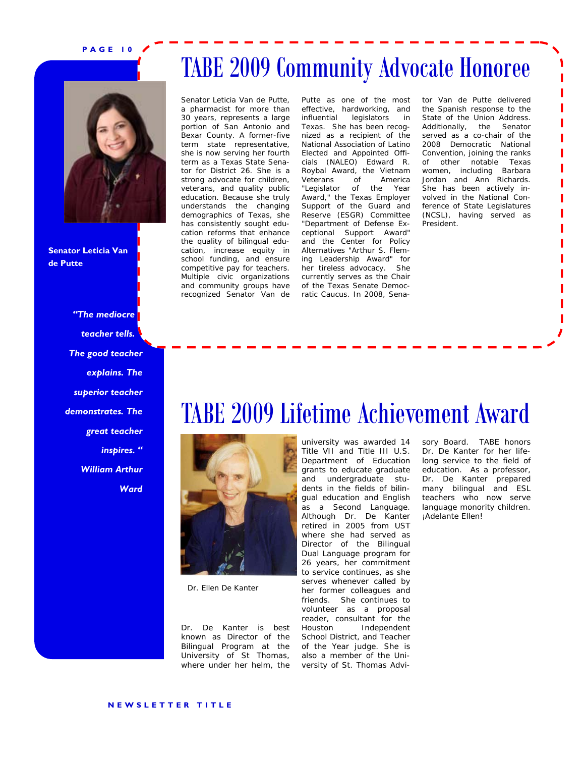# TABE 2009 Community Advocate Honoree

Senator Leticia Van de Putte

Senator Leticia Van de Putte, a pharmacist for more than 30 years, represents a large portion of San Antonio and Bexar County. A former-five term state representative, she is now serving her fourth term as a Texas State Senator for District 26. She is a strong advocate for children, veterans, and quality public education. Because she truly understands the changing demographics of Texas, she has consistently sought education reforms that enhance the quality of bilingual education, increase equity in school funding, and ensure competitive pay for teachers. Multiple civic organizations and community groups have recognized Senator Van de Putte as one of the most effective, hardworking, and influential legislators in Texas. She has been recognized as a recipient of the National Association of Latino Elected and Appointed Officials (NALEO) Edward R. Roybal Award, the Vietnam Veterans of America "Legislator of the Year Award," the Texas Employer Support of the Guard and Reserve (ESGR) Committee "Department of Defense Exceptional Support Award" and the Center for Policy Alternatives "Arthur S. Flemming Leadership Award" for her tireless advocacy. She currently serves as the Chair of the Texas Senate Democratic Caucus. In 2008, Senator Van de Putte delivered the Spanish response to the State of the Union Address. Additionally, the Senator served as a co-chair of the 2008 Democratic National Convention, joining the ranks of other notable Texas women, including Barbara Jordan and Ann Richards. She has been actively involved in the National Conference of State Legislatures (NCSL), having served as President.

*"The mediocre teacher tells. The good teacher explains. The superior teacher demonstrates. The great teacher inspires. " William Arthur Ward*

# TABE 2009 Lifetime Achievement Award

Dr. Ellen De Kanter

Dr. De Kanter is best known as Director of the Bilingual Program at the University of St Thomas, where under her helm, the university was awarded 14 Title VII and Title III U.S. Department of Education grants to educate graduate and undergraduate students in the fields of bilingual education and English as a Second Language. Although Dr. De Kanter retired in 2005 from UST where she had served as Director of the Bilingual Dual Language program for 26 years, her commitment to service continues, as she serves whenever called by her former colleagues and friends. She continues to volunteer as a proposal reader, consultant for the Houston Independent School District, and Teacher of the Year judge. She is also a member of the University of St. Thomas Advisory Board. TABE honors Dr. De Kanter for her lifelong service to the field of education. As a professor, Dr. De Kanter prepared many bilingual and ESL teachers who now serve language monority children. ¡Adelante Ellen!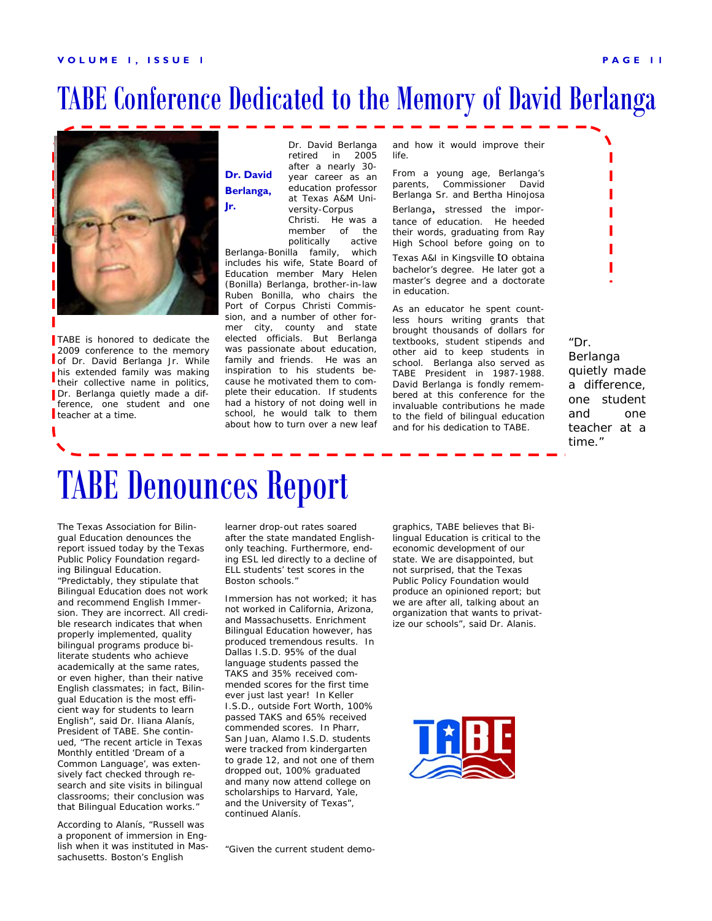# TABE Conference Dedicated to the Memory of David Berlanga

**Dr. David Berlanga, Jr.**

TABE is honored to dedicate the 2009 conference to the memory of Dr. David Berlanga Jr. While his extended family was making their collective name in politics, Dr. Berlanga quietly made a difference, one student and one teacher at a time.

Dr. David Berlanga retired in 2005 after a nearly 30-year career as an education professor at Texas A&M University-Corpus Christi. He was a member of the politically active Berlanga-Bonilla family, which includes his wife, State Board of Education member Mary Helen (Bonilla) Berlanga, brother-in-law Ruben Bonilla, who chairs the Port of Corpus Christi Commission, and a number of other former city, county and state elected officials. But Berlanga was passionate about education, family and friends. He was an inspiration to his students because he motivated them to complete their education. If students had a history of not doing well in school, he would talk to them about how to turn over a new leaf and how it would improve their life.

From a young age, Berlanga's parents, Commissioner David Berlanga Sr. and Bertha Hinojosa Berlanga, stressed the importance of education. He heeded their words, graduating from Ray High School before going on to Texas A&I in Kingsville to obtaina bachelor's degree. He later got a master's degree and a doctorate in education.

As an educator he spent countless hours writing grants that brought thousands of dollars for textbooks, student stipends and other aid to keep students in school. Berlanga also served as TABE President in 1987-1988. David Berlanga is fondly remembered at this conference for the invaluable contributions he made to the field of bilingual education and for his dedication to TABE.

"Dr. Berlanga quietly made a difference, one student and one teacher at a time."

# TABE Denounces Report

The Texas Association for Bilingual Education denounces the report issued today by the Texas Public Policy Foundation regarding Bilingual Education. "Predictably, they stipulate that Bilingual Education does not work and recommend English Immersion. They are incorrect. All credible research indicates that when properly implemented, quality bilingual programs produce biliterate students who achieve academically at the same rates, or even higher, than their native English classmates; in fact, Bilingual Education is the most efficient way for students to learn English", said Dr. Iliana Alanís, President of TABE. She continued, "The recent article in Texas Monthly entitled 'Dream of a Common Language', was extensively fact checked through research and site visits in bilingual classrooms; their conclusion was that Bilingual Education works."

According to Alanís, "Russell was a proponent of immersion in English when it was instituted in Massachusetts. Boston's English learner drop-out rates soared after the state mandated English-only teaching. Furthermore, ending ESL led directly to a decline of ELL students' test scores in the Boston schools."

Immersion has not worked; it has not worked in California, Arizona, and Massachusetts. Enrichment Bilingual Education however, has produced tremendous results. In Dallas I.S.D. 95% of the dual language students passed the TAKS and 35% received commended scores for the first time ever just last year! In Keller I.S.D., outside Fort Worth, 100% passed TAKS and 65% received commended scores. In Pharr, San Juan, Alamo I.S.D. students were tracked from kindergarten to grade 12, and not one of them dropped out, 100% graduated and many now attend college on scholarships to Harvard, Yale, and the University of Texas", continued Alanís.

"Given the current student demographics, TABE believes that Bilingual Education is critical to the economic development of our state. We are disappointed, but not surprised, that the Texas Public Policy Foundation would produce an opinioned report; but we are after all, talking about an organization that wants to privatize our schools", said Dr. Alanis.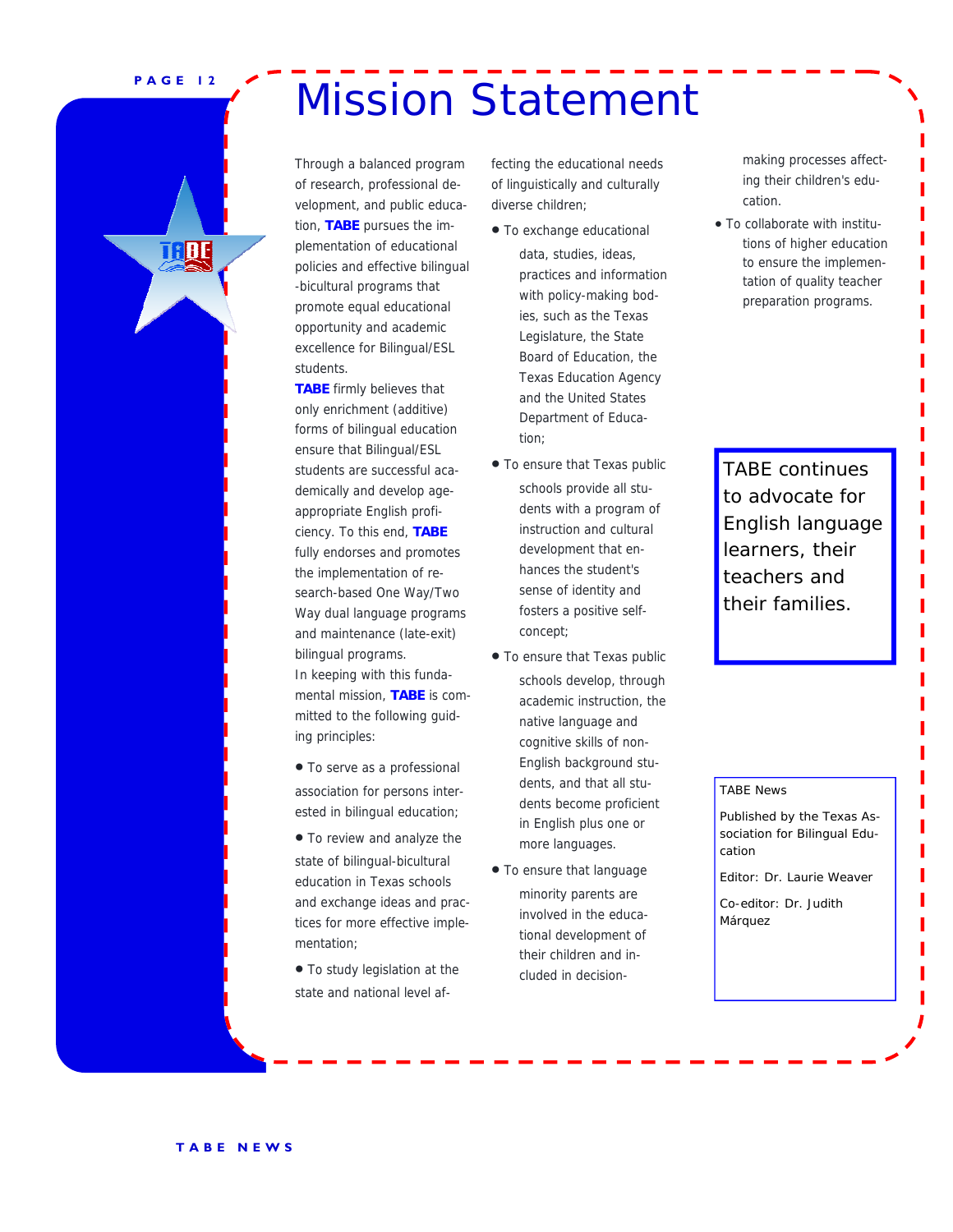# Mission Statement

Through a balanced program of research, professional development, and public education, **TABE** pursues the implementation of educational policies and effective bilingual-bicultural programs that promote equal educational opportunity and academic excellence for Bilingual/ESL students.

**TABE** firmly believes that only enrichment (additive) forms of bilingual education ensure that Bilingual/ESL students are successful academically and develop age-appropriate English proficiency. To this end, **TABE** fully endorses and promotes the implementation of research-based One Way/Two Way dual language programs and maintenance (late-exit) bilingual programs.

In keeping with this fundamental mission, **TABE** is committed to the following guiding principles:

- To serve as a professional association for persons interested in bilingual education;
- To review and analyze the state of bilingual-bicultural education in Texas schools and exchange ideas and practices for more effective implementation;
- To study legislation at the state and national level affecting the educational needs of linguistically and culturally diverse children;
- To exchange educational data, studies, ideas, practices and information with policy-making bodies, such as the Texas Legislature, the State Board of Education, the Texas Education Agency and the United States Department of Education;
- To ensure that Texas public schools provide all students with a program of instruction and cultural development that enhances the student's sense of identity and fosters a positive self-concept;
- To ensure that Texas public schools develop, through academic instruction, the native language and cognitive skills of non-English background students, and that all students become proficient in English plus one or more languages.
- To ensure that language minority parents are involved in the educational development of their children and included in decision-making processes affecting their children's education.
- To collaborate with institutions of higher education to ensure the implementation of quality teacher preparation programs.

TABE continues to advocate for English language learners, their teachers and their families.

TABE News

Published by the Texas Association for Bilingual Education

Editor: Dr. Laurie Weaver

Co-editor: Dr. Judith Márquez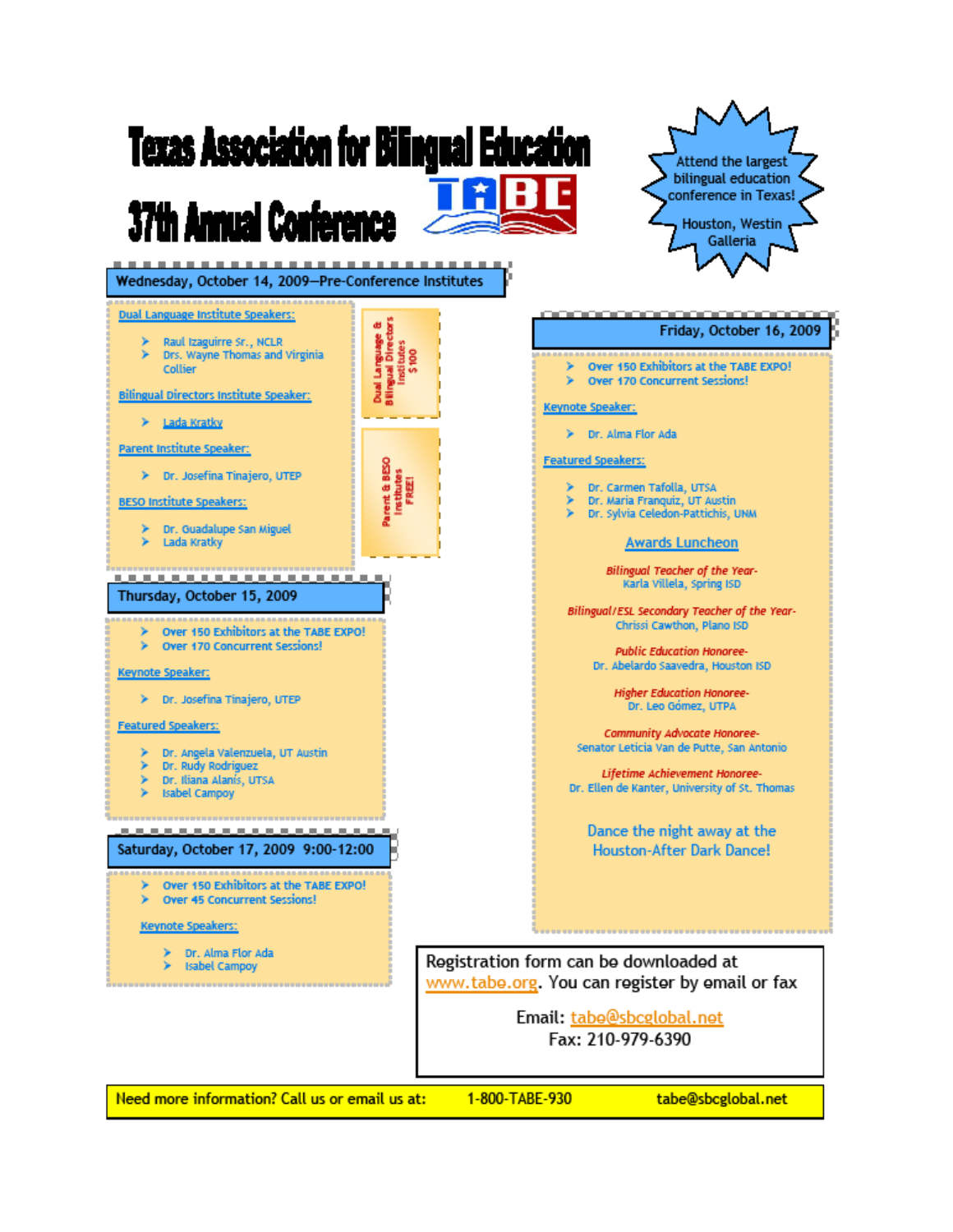# Texas Association for Bilingual Education

# 37th Annual Conference

TABE

Attend the largest bilingual education conference in Texas!

Houston, Westin Galleria

## Wednesday, October 14, 2009—Pre-Conference Institutes

Dual Language Institute Speakers:

- Raul Izaguirre Sr., NCLR
- Drs. Wayne Thomas and Virginia Collier

Bilingual Directors Institute Speaker:

- Lada Kratky

Parent Institute Speaker:

- Dr. Josefina Tinajero, UTEP

BESO Institute Speakers:

- Dr. Guadalupe San Miguel
- Lada Kratky

Dual Language & Bilingual Directors Institutes $100

Parent & BESO Institutes FREE!

## Thursday, October 15, 2009

- Over 150 Exhibitors at the TABE EXPO!
- Over 170 Concurrent Sessions!

Keynote Speaker:

- Dr. Josefina Tinajero, UTEP

Featured Speakers:

- Dr. Angela Valenzuela, UT Austin
- Dr. Rudy Rodriguez
- Dr. Iliana Alanís, UTSA
- Isabel Campoy

## Friday, October 16, 2009

- Over 150 Exhibitors at the TABE EXPO!
- Over 170 Concurrent Sessions!

Keynote Speaker:

- Dr. Alma Flor Ada

Featured Speakers:

- Dr. Carmen Tafolla, UTSA
- Dr. Maria Franquiz, UT Austin
- Dr. Sylvia Celedon-Pattichis, UNM

### Awards Luncheon

*Bilingual Teacher of the Year-*
Karla Villela, Spring ISD

*Bilingual/ESL Secondary Teacher of the Year-*
Chrissi Cawthon, Plano ISD

*Public Education Honoree-*
Dr. Abelardo Saavedra, Houston ISD

*Higher Education Honoree-*
Dr. Leo Gómez, UTPA

*Community Advocate Honoree-*
Senator Leticia Van de Putte, San Antonio

*Lifetime Achievement Honoree-*
Dr. Ellen de Kanter, University of St. Thomas

Dance the night away at the Houston-After Dark Dance!

## Saturday, October 17, 2009 9:00-12:00

- Over 150 Exhibitors at the TABE EXPO!
- Over 45 Concurrent Sessions!

Keynote Speakers:

- Dr. Alma Flor Ada
- Isabel Campoy

Registration form can be downloaded at www.tabe.org. You can register by email or fax

Email: tabe@sbcglobal.net
Fax: 210-979-6390

Need more information? Call us or email us at: 1-800-TABE-930 tabe@sbcglobal.net